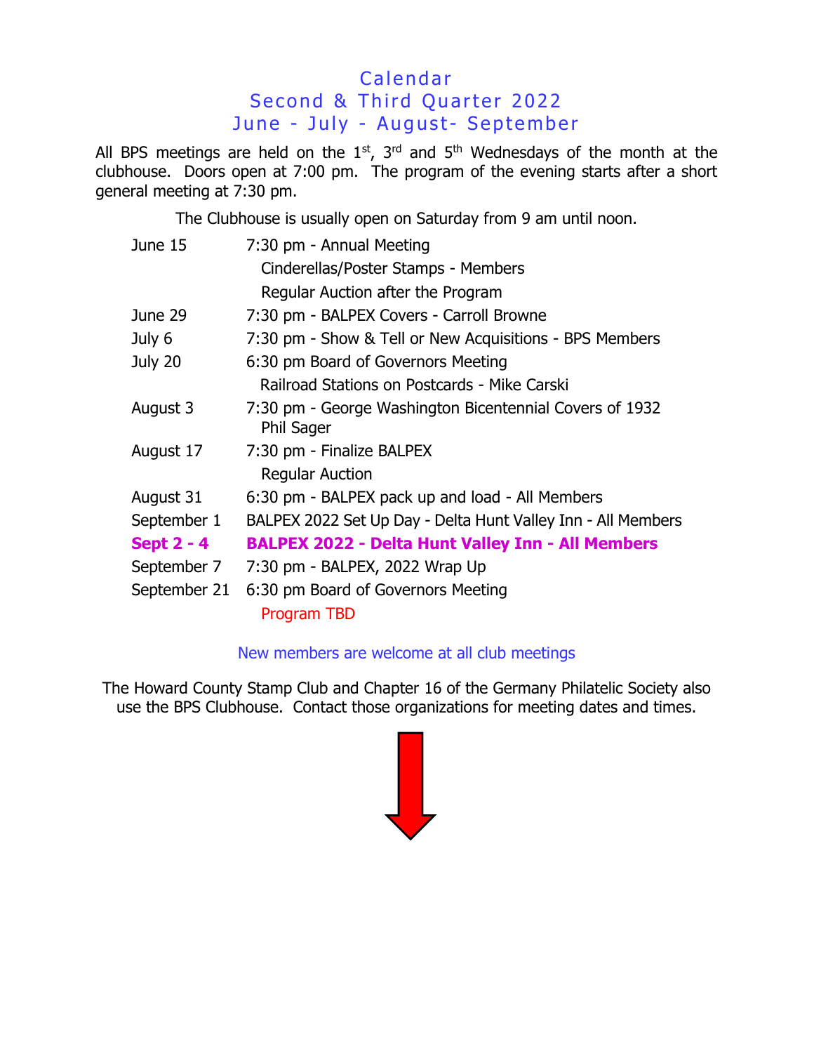# Calendar
## Second & Third Quarter 2022
## June - July - August- September

All BPS meetings are held on the 1st, 3rd and 5th Wednesdays of the month at the clubhouse. Doors open at 7:00 pm. The program of the evening starts after a short general meeting at 7:30 pm.

The Clubhouse is usually open on Saturday from 9 am until noon.

| | |
|---|---|
| June 15 | 7:30 pm - Annual Meeting<br>Cinderellas/Poster Stamps - Members<br>Regular Auction after the Program |
| June 29 | 7:30 pm - BALPEX Covers - Carroll Browne |
| July 6 | 7:30 pm - Show & Tell or New Acquisitions - BPS Members |
| July 20 | 6:30 pm Board of Governors Meeting<br>Railroad Stations on Postcards - Mike Carski |
| August 3 | 7:30 pm - George Washington Bicentennial Covers of 1932<br>Phil Sager |
| August 17 | 7:30 pm - Finalize BALPEX<br>Regular Auction |
| August 31 | 6:30 pm - BALPEX pack up and load - All Members |
| September 1 | BALPEX 2022 Set Up Day - Delta Hunt Valley Inn - All Members |
| **Sept 2 - 4** | **BALPEX 2022 - Delta Hunt Valley Inn - All Members** |
| September 7 | 7:30 pm - BALPEX, 2022 Wrap Up |
| September 21 | 6:30 pm Board of Governors Meeting<br>Program TBD |

New members are welcome at all club meetings

The Howard County Stamp Club and Chapter 16 of the Germany Philatelic Society also use the BPS Clubhouse. Contact those organizations for meeting dates and times.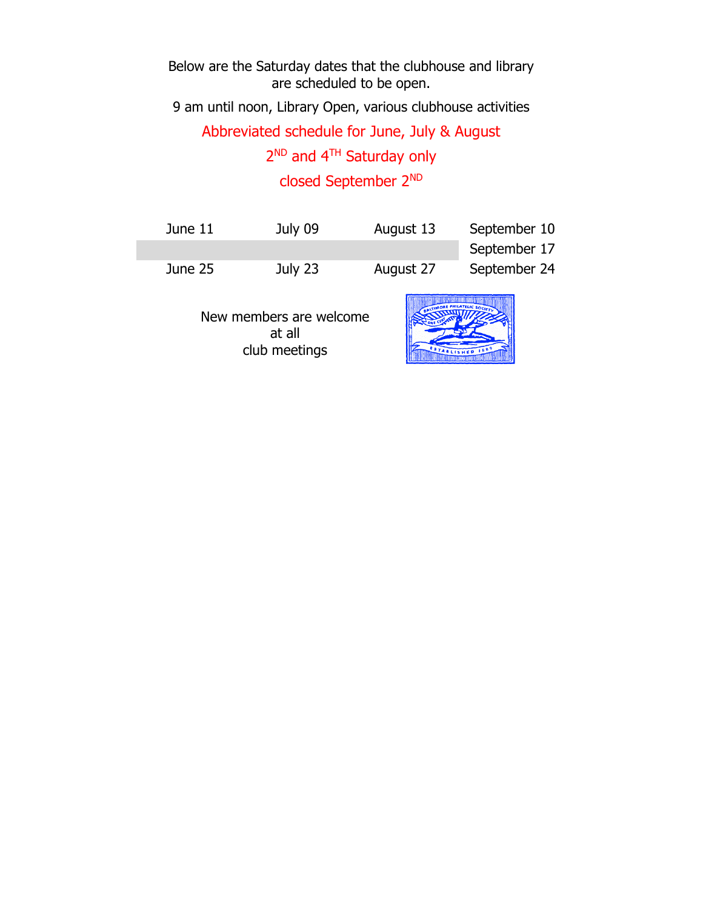Below are the Saturday dates that the clubhouse and library are scheduled to be open.

9 am until noon, Library Open, various clubhouse activities

Abbreviated schedule for June, July & August

2ND and 4TH Saturday only

closed September 2ND

| | | | |
|---|---|---|---|
| June 11 | July 09 | August 13 | September 10 |
| | | | September 17 |
| June 25 | July 23 | August 27 | September 24 |

New members are welcome at all club meetings